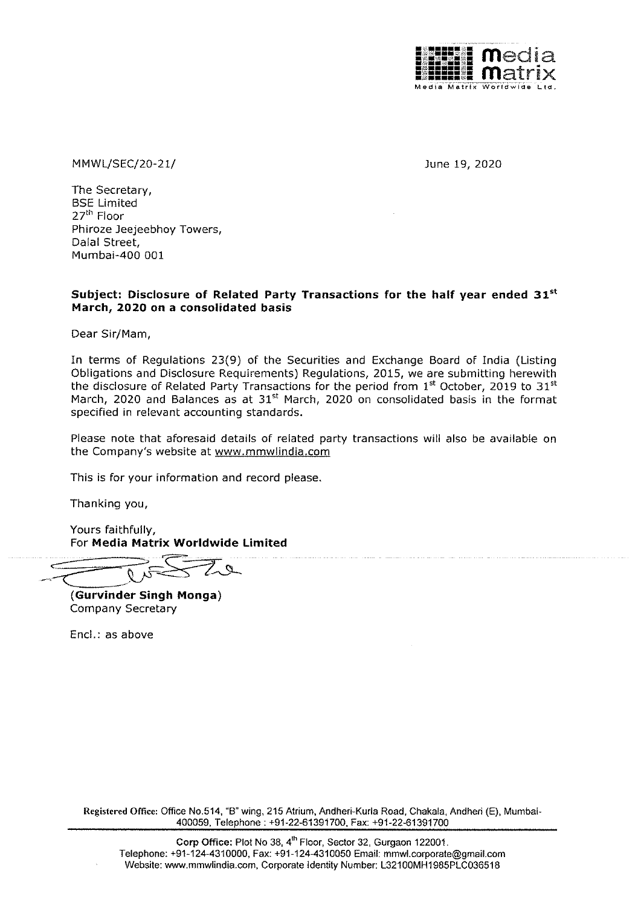media matrix
Media Matrix Worldwide Ltd.

MMWL/SEC/20-21/

June 19, 2020

The Secretary,
BSE Limited
27[th] Floor
Phiroze Jeejeebhoy Towers,
Dalal Street,
Mumbai-400 001

**Subject: Disclosure of Related Party Transactions for the half year ended 31[st] March, 2020 on a consolidated basis**

Dear Sir/Mam,

In terms of Regulations 23(9) of the Securities and Exchange Board of India (Listing Obligations and Disclosure Requirements) Regulations, 2015, we are submitting herewith the disclosure of Related Party Transactions for the period from 1[st] October, 2019 to 31[st] March, 2020 and Balances as at 31[st] March, 2020 on consolidated basis in the format specified in relevant accounting standards.

Please note that aforesaid details of related party transactions will also be available on the Company's website at www.mmwlindia.com

This is for your information and record please.

Thanking you,

Yours faithfully,
For **Media Matrix Worldwide Limited**

**(Gurvinder Singh Monga)**
Company Secretary

Encl.: as above

Registered Office: Office No.514, "B" wing, 215 Atrium, Andheri-Kurla Road, Chakala, Andheri (E), Mumbai-400059, Telephone : +91-22-61391700, Fax: +91-22-61391700

Corp Office: Plot No 38, 4[th] Floor, Sector 32, Gurgaon 122001.
Telephone: +91-124-4310000, Fax: +91-124-4310050 Email: mmwl.corporate@gmail.com
Website: www.mmwlindia.com, Corporate Identity Number: L32100MH1985PLC036518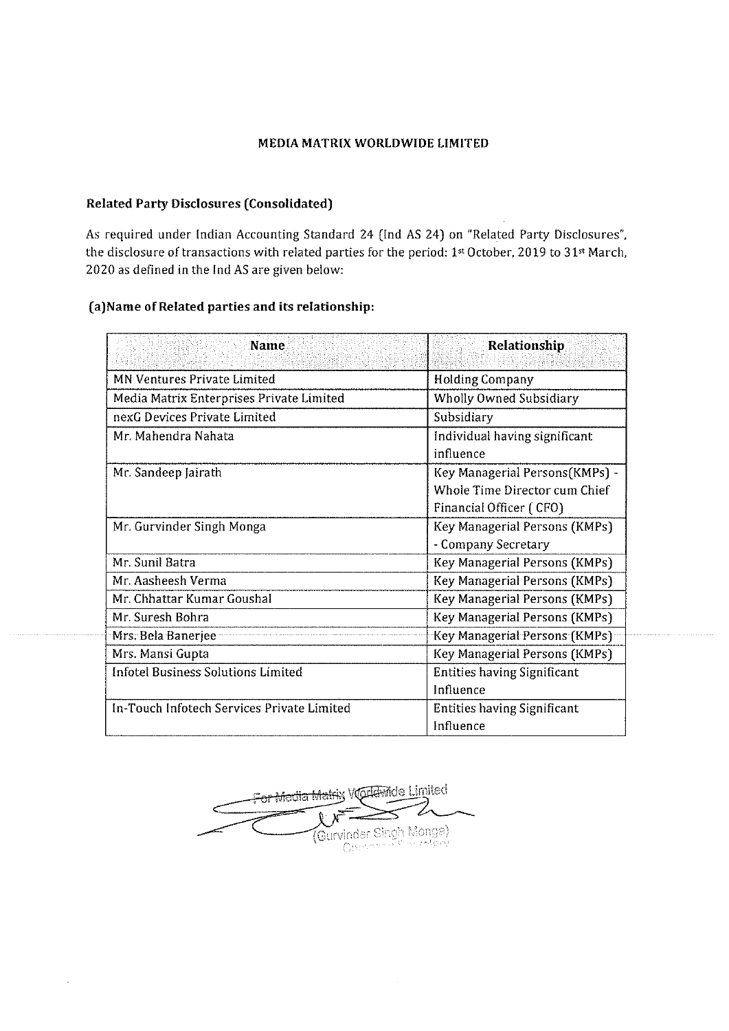**MEDIA MATRIX WORLDWIDE LIMITED**

**Related Party Disclosures (Consolidated)**

As required under Indian Accounting Standard 24 (Ind AS 24) on "Related Party Disclosures", the disclosure of transactions with related parties for the period: 1st October, 2019 to 31st March, 2020 as defined in the Ind AS are given below:

**(a)Name of Related parties and its relationship:**

| Name | Relationship |
|---|---|
| MN Ventures Private Limited | Holding Company |
| Media Matrix Enterprises Private Limited | Wholly Owned Subsidiary |
| nexG Devices Private Limited | Subsidiary |
| Mr. Mahendra Nahata | Individual having significant influence |
| Mr. Sandeep Jairath | Key Managerial Persons(KMPs) - Whole Time Director cum Chief Financial Officer ( CFO) |
| Mr. Gurvinder Singh Monga | Key Managerial Persons (KMPs) - Company Secretary |
| Mr. Sunil Batra | Key Managerial Persons (KMPs) |
| Mr. Aasheesh Verma | Key Managerial Persons (KMPs) |
| Mr. Chhattar Kumar Goushal | Key Managerial Persons (KMPs) |
| Mr. Suresh Bohra | Key Managerial Persons (KMPs) |
| Mrs. Bela Banerjee | Key Managerial Persons (KMPs) |
| Mrs. Mansi Gupta | Key Managerial Persons (KMPs) |
| Infotel Business Solutions Limited | Entities having Significant Influence |
| In-Touch Infotech Services Private Limited | Entities having Significant Influence |

For Media Matrix Worldwide Limited

(Gurvinder Singh Monga)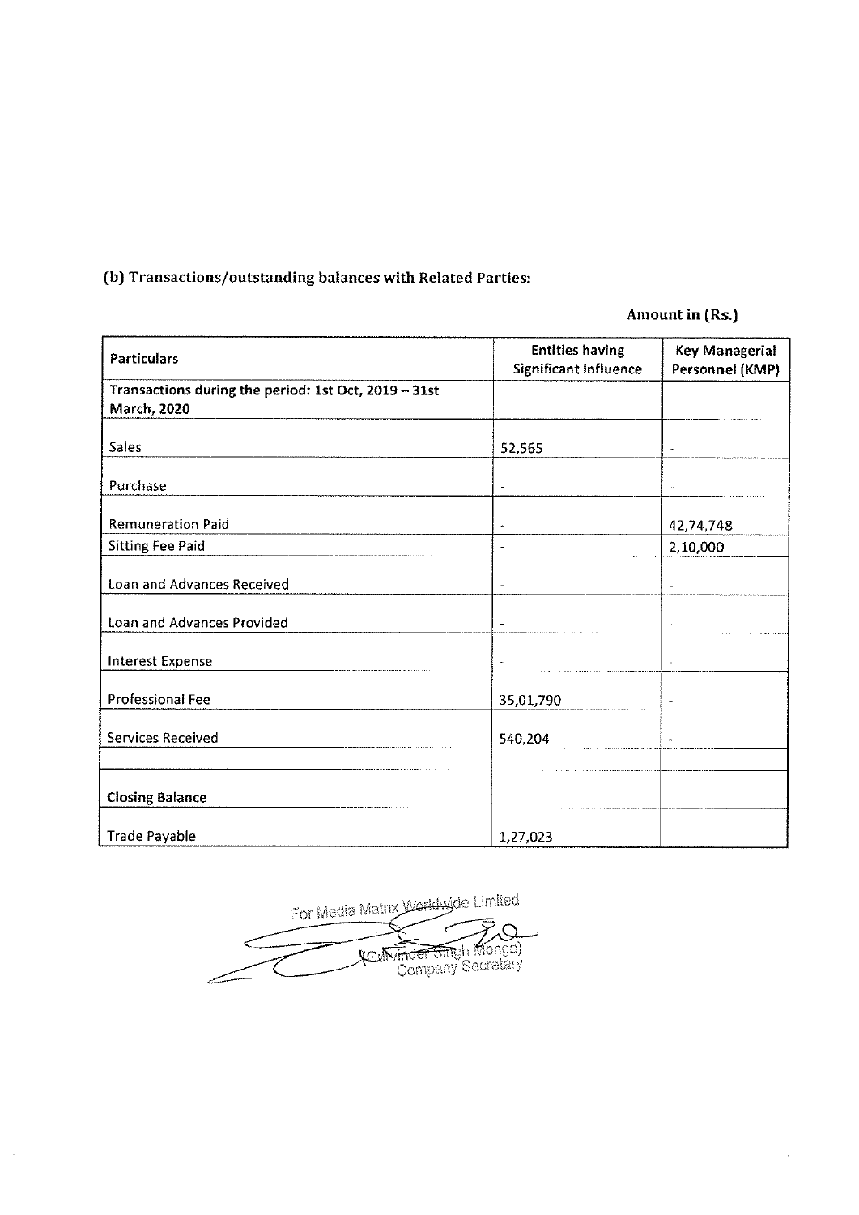### (b) Transactions/outstanding balances with Related Parties:

**Amount in (Rs.)**

| Particulars | Entities having Significant Influence | Key Managerial Personnel (KMP) |
|---|---|---|
| **Transactions during the period: 1st Oct, 2019 – 31st March, 2020** | | |
| Sales | 52,565 | - |
| Purchase | - | - |
| Remuneration Paid | - | 42,74,748 |
| Sitting Fee Paid | - | 2,10,000 |
| Loan and Advances Received | - | - |
| Loan and Advances Provided | - | - |
| Interest Expense | - | - |
| Professional Fee | 35,01,790 | - |
| Services Received | 540,204 | - |
| | | |
| **Closing Balance** | | |
| Trade Payable | 1,27,023 | - |

For Media Matrix Worldwide Limited

(Gurvinder Singh Monga)
Company Secretary